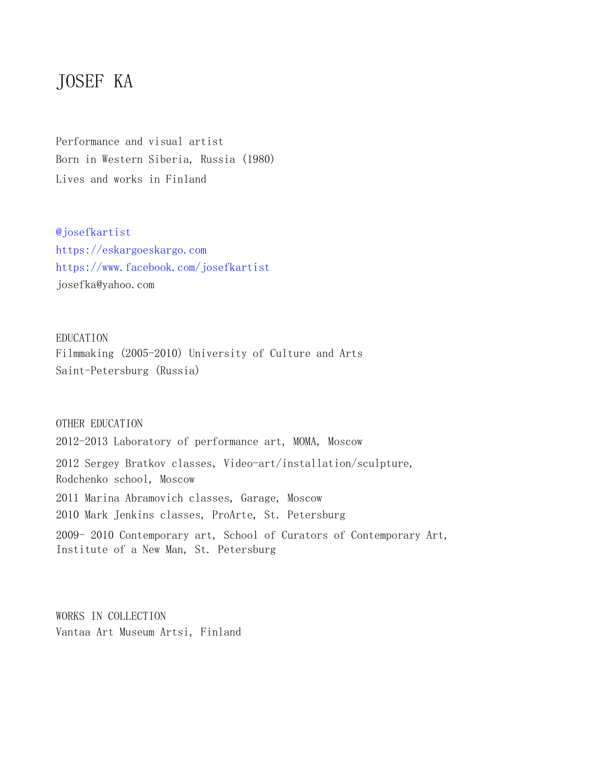# JOSEF KA

Performance and visual artist  
Born in Western Siberia, Russia (1980)  
Lives and works in Finland

@josefkartist  
https://eskargoeskargo.com  
https://www.facebook.com/josefkartist  
josefka@yahoo.com

## EDUCATION

Filmmaking (2005-2010) University of Culture and Arts  
Saint-Petersburg (Russia)

## OTHER EDUCATION

2012-2013 Laboratory of performance art, MOMA, Moscow

2012 Sergey Bratkov classes, Video-art/installation/sculpture, Rodchenko school, Moscow

2011 Marina Abramovich classes, Garage, Moscow

2010 Mark Jenkins classes, ProArte, St. Petersburg

2009- 2010 Contemporary art, School of Curators of Contemporary Art, Institute of a New Man, St. Petersburg

## WORKS IN COLLECTION

Vantaa Art Museum Artsi, Finland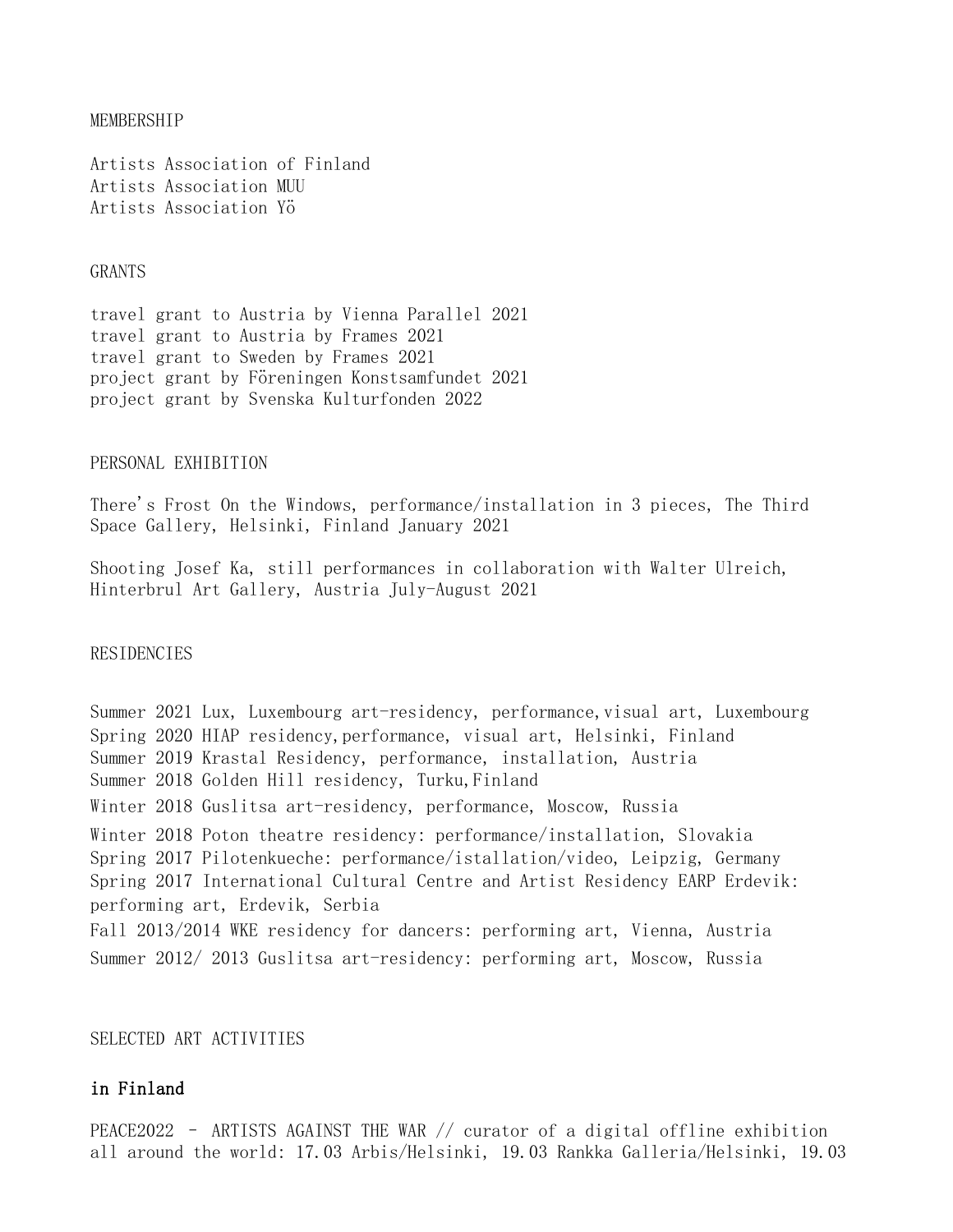## MEMBERSHIP

Artists Association of Finland
Artists Association MUU
Artists Association Yö

## GRANTS

travel grant to Austria by Vienna Parallel 2021
travel grant to Austria by Frames 2021
travel grant to Sweden by Frames 2021
project grant by Föreningen Konstsamfundet 2021
project grant by Svenska Kulturfonden 2022

## PERSONAL EXHIBITION

There's Frost On the Windows, performance/installation in 3 pieces, The Third Space Gallery, Helsinki, Finland January 2021

Shooting Josef Ka, still performances in collaboration with Walter Ulreich, Hinterbrul Art Gallery, Austria July-August 2021

## RESIDENCIES

Summer 2021 Lux, Luxembourg art-residency, performance,visual art, Luxembourg
Spring 2020 HIAP residency,performance, visual art, Helsinki, Finland
Summer 2019 Krastal Residency, performance, installation, Austria
Summer 2018 Golden Hill residency, Turku,Finland
Winter 2018 Guslitsa art-residency, performance, Moscow, Russia
Winter 2018 Poton theatre residency: performance/installation, Slovakia
Spring 2017 Pilotenkueche: performance/istallation/video, Leipzig, Germany
Spring 2017 International Cultural Centre and Artist Residency EARP Erdevik: performing art, Erdevik, Serbia
Fall 2013/2014 WKE residency for dancers: performing art, Vienna, Austria
Summer 2012/ 2013 Guslitsa art-residency: performing art, Moscow, Russia

## SELECTED ART ACTIVITIES

### in Finland

PEACE2022 - ARTISTS AGAINST THE WAR // curator of a digital offline exhibition all around the world: 17.03 Arbis/Helsinki, 19.03 Rankka Galleria/Helsinki, 19.03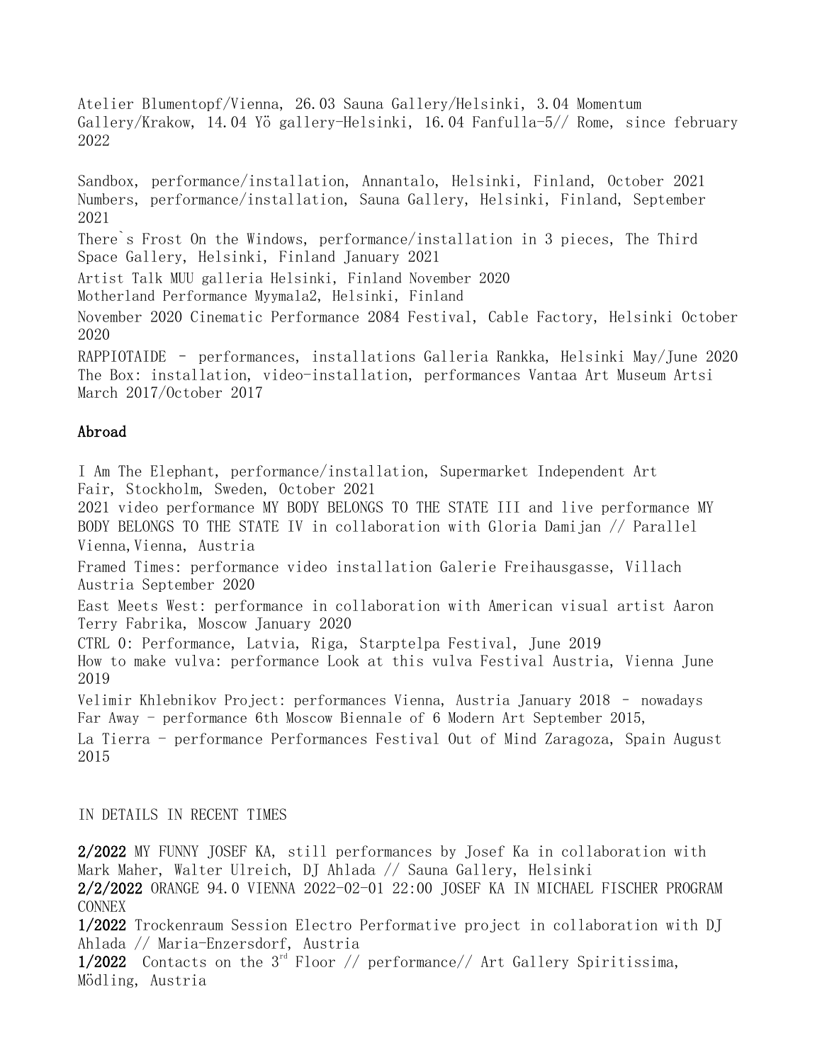Atelier Blumentopf/Vienna, 26.03 Sauna Gallery/Helsinki, 3.04 Momentum Gallery/Krakow, 14.04 Yö gallery-Helsinki, 16.04 Fanfulla-5// Rome, since february 2022

Sandbox, performance/installation, Annantalo, Helsinki, Finland, October 2021
Numbers, performance/installation, Sauna Gallery, Helsinki, Finland, September 2021
There`s Frost On the Windows, performance/installation in 3 pieces, The Third Space Gallery, Helsinki, Finland January 2021
Artist Talk MUU galleria Helsinki, Finland November 2020
Motherland Performance Myymala2, Helsinki, Finland
November 2020 Cinematic Performance 2084 Festival, Cable Factory, Helsinki October 2020
RAPPIOTAIDE - performances, installations Galleria Rankka, Helsinki May/June 2020
The Box: installation, video-installation, performances Vantaa Art Museum Artsi March 2017/October 2017

## Abroad

I Am The Elephant, performance/installation, Supermarket Independent Art Fair, Stockholm, Sweden, October 2021
2021 video performance MY BODY BELONGS TO THE STATE III and live performance MY BODY BELONGS TO THE STATE IV in collaboration with Gloria Damijan // Parallel Vienna,Vienna, Austria
Framed Times: performance video installation Galerie Freihausgasse, Villach Austria September 2020
East Meets West: performance in collaboration with American visual artist Aaron Terry Fabrika, Moscow January 2020
CTRL 0: Performance, Latvia, Riga, Starptelpa Festival, June 2019
How to make vulva: performance Look at this vulva Festival Austria, Vienna June 2019
Velimir Khlebnikov Project: performances Vienna, Austria January 2018 - nowadays
Far Away - performance 6th Moscow Biennale of 6 Modern Art September 2015,
La Tierra - performance Performances Festival Out of Mind Zaragoza, Spain August 2015

IN DETAILS IN RECENT TIMES

**2/2022** MY FUNNY JOSEF KA, still performances by Josef Ka in collaboration with Mark Maher, Walter Ulreich, DJ Ahlada // Sauna Gallery, Helsinki
**2/2/2022** ORANGE 94.0 VIENNA 2022-02-01 22:00 JOSEF KA IN MICHAEL FISCHER PROGRAM CONNEX
**1/2022** Trockenraum Session Electro Performative project in collaboration with DJ Ahlada // Maria-Enzersdorf, Austria
**1/2022** Contacts on the 3rd Floor // performance// Art Gallery Spiritissima, Mödling, Austria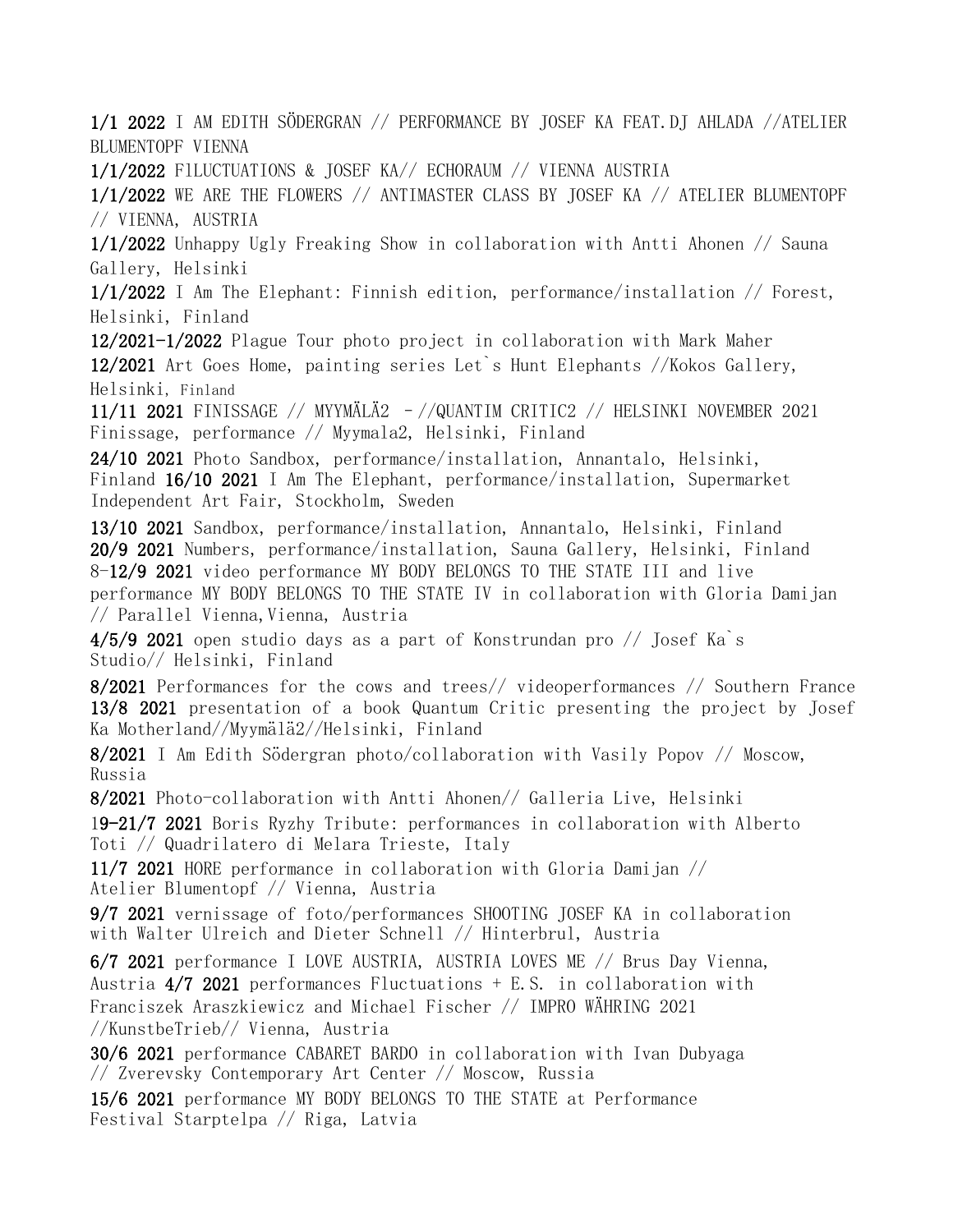**1/1 2022** I AM EDITH SÖDERGRAN // PERFORMANCE BY JOSEF KA FEAT.DJ AHLADA //ATELIER BLUMENTOPF VIENNA

**1/1/2022** FlLUCTUATIONS & JOSEF KA// ECHORAUM // VIENNA AUSTRIA

**1/1/2022** WE ARE THE FLOWERS // ANTIMASTER CLASS BY JOSEF KA // ATELIER BLUMENTOPF // VIENNA, AUSTRIA

**1/1/2022** Unhappy Ugly Freaking Show in collaboration with Antti Ahonen // Sauna Gallery, Helsinki

**1/1/2022** I Am The Elephant: Finnish edition, performance/installation // Forest, Helsinki, Finland

**12/2021-1/2022** Plague Tour photo project in collaboration with Mark Maher

**12/2021** Art Goes Home, painting series Let`s Hunt Elephants //Kokos Gallery, Helsinki, Finland

**11/11 2021** FINISSAGE // MYYMÄLÄ2 -//QUANTIM CRITIC2 // HELSINKI NOVEMBER 2021 Finissage, performance // Myymala2, Helsinki, Finland

**24/10 2021** Photo Sandbox, performance/installation, Annantalo, Helsinki, Finland **16/10 2021** I Am The Elephant, performance/installation, Supermarket Independent Art Fair, Stockholm, Sweden

**13/10 2021** Sandbox, performance/installation, Annantalo, Helsinki, Finland

**20/9 2021** Numbers, performance/installation, Sauna Gallery, Helsinki, Finland

8-**12/9 2021** video performance MY BODY BELONGS TO THE STATE III and live performance MY BODY BELONGS TO THE STATE IV in collaboration with Gloria Damijan // Parallel Vienna,Vienna, Austria

**4/5/9 2021** open studio days as a part of Konstrundan pro // Josef Ka`s Studio// Helsinki, Finland

**8/2021** Performances for the cows and trees// videoperformances // Southern France

**13/8 2021** presentation of a book Quantum Critic presenting the project by Josef Ka Motherland//Myymälä2//Helsinki, Finland

**8/2021** I Am Edith Södergran photo/collaboration with Vasily Popov // Moscow, Russia

**8/2021** Photo-collaboration with Antti Ahonen// Galleria Live, Helsinki

1**9-21/7 2021** Boris Ryzhy Tribute: performances in collaboration with Alberto Toti // Quadrilatero di Melara Trieste, Italy

**11/7 2021** HORE performance in collaboration with Gloria Damijan // Atelier Blumentopf // Vienna, Austria

**9/7 2021** vernissage of foto/performances SHOOTING JOSEF KA in collaboration with Walter Ulreich and Dieter Schnell // Hinterbrul, Austria

**6/7 2021** performance I LOVE AUSTRIA, AUSTRIA LOVES ME // Brus Day Vienna, Austria **4/7 2021** performances Fluctuations + E.S. in collaboration with Franciszek Araszkiewicz and Michael Fischer // IMPRO WÄHRING 2021 //KunstbeTrieb// Vienna, Austria

**30/6 2021** performance CABARET BARDO in collaboration with Ivan Dubyaga // Zverevsky Contemporary Art Center // Moscow, Russia

**15/6 2021** performance MY BODY BELONGS TO THE STATE at Performance Festival Starptelpa // Riga, Latvia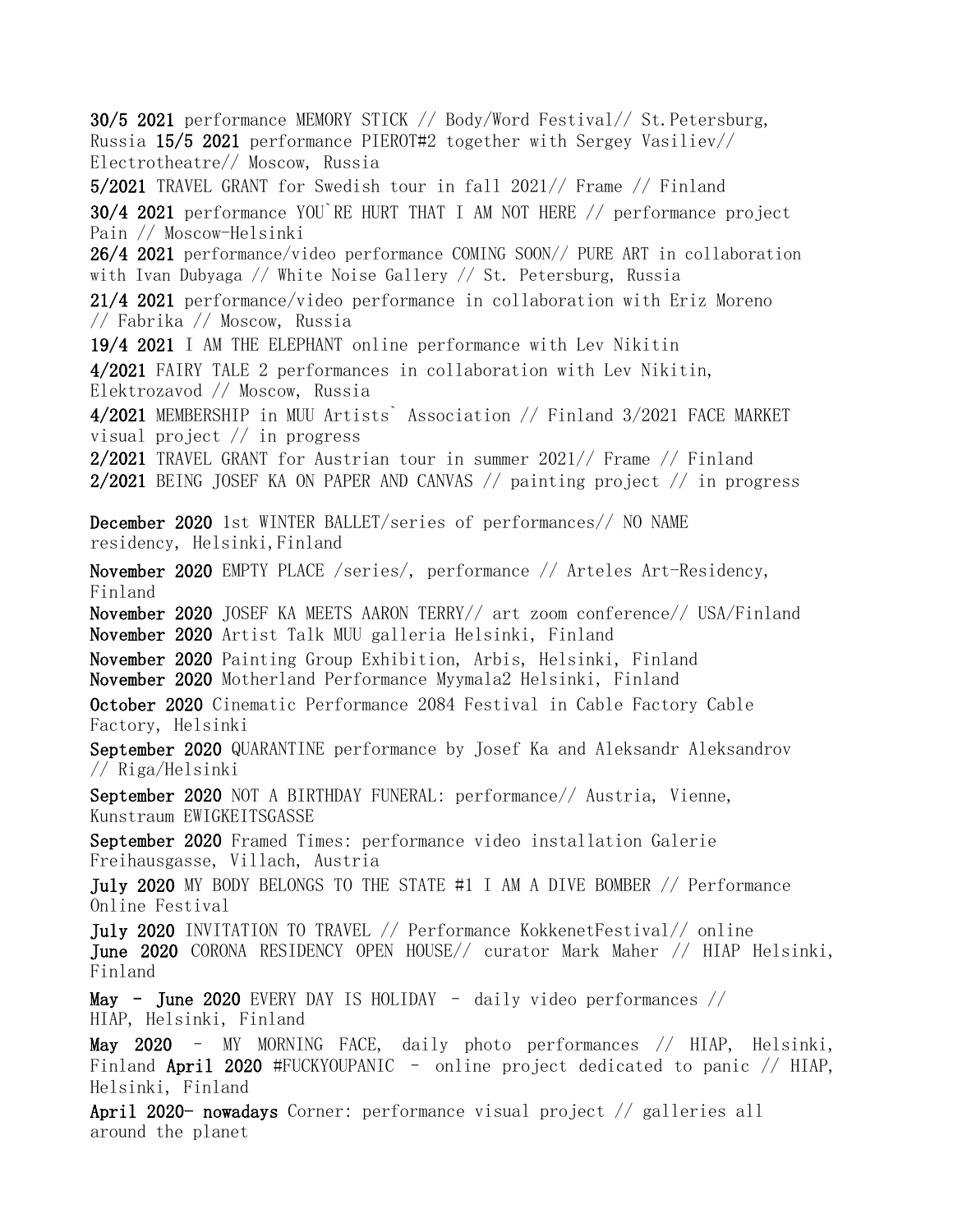**30/5 2021** performance MEMORY STICK // Body/Word Festival// St.Petersburg, Russia **15/5 2021** performance PIEROT#2 together with Sergey Vasiliev// Electrotheatre// Moscow, Russia

**5/2021** TRAVEL GRANT for Swedish tour in fall 2021// Frame // Finland

**30/4 2021** performance YOU`RE HURT THAT I AM NOT HERE // performance project Pain // Moscow-Helsinki

**26/4 2021** performance/video performance COMING SOON// PURE ART in collaboration with Ivan Dubyaga // White Noise Gallery // St. Petersburg, Russia

**21/4 2021** performance/video performance in collaboration with Eriz Moreno // Fabrika // Moscow, Russia

**19/4 2021** I AM THE ELEPHANT online performance with Lev Nikitin

**4/2021** FAIRY TALE 2 performances in collaboration with Lev Nikitin, Elektrozavod // Moscow, Russia

**4/2021** MEMBERSHIP in MUU Artists` Association // Finland **3/2021** FACE MARKET visual project // in progress

**2/2021** TRAVEL GRANT for Austrian tour in summer 2021// Frame // Finland

**2/2021** BEING JOSEF KA ON PAPER AND CANVAS // painting project // in progress

**December 2020** 1st WINTER BALLET/series of performances// NO NAME residency, Helsinki,Finland

**November 2020** EMPTY PLACE /series/, performance // Arteles Art-Residency, Finland

**November 2020** JOSEF KA MEETS AARON TERRY// art zoom conference// USA/Finland

**November 2020** Artist Talk MUU galleria Helsinki, Finland

**November 2020** Painting Group Exhibition, Arbis, Helsinki, Finland

**November 2020** Motherland Performance Myymala2 Helsinki, Finland

**October 2020** Cinematic Performance 2084 Festival in Cable Factory Cable Factory, Helsinki

**September 2020** QUARANTINE performance by Josef Ka and Aleksandr Aleksandrov // Riga/Helsinki

**September 2020** NOT A BIRTHDAY FUNERAL: performance// Austria, Vienne, Kunstraum EWIGKEITSGASSE

**September 2020** Framed Times: performance video installation Galerie Freihausgasse, Villach, Austria

**July 2020** MY BODY BELONGS TO THE STATE #1 I AM A DIVE BOMBER // Performance Online Festival

**July 2020** INVITATION TO TRAVEL // Performance KokkenetFestival// online

**June 2020** CORONA RESIDENCY OPEN HOUSE// curator Mark Maher // HIAP Helsinki, Finland

**May - June 2020** EVERY DAY IS HOLIDAY - daily video performances // HIAP, Helsinki, Finland

**May 2020** - MY MORNING FACE, daily photo performances // HIAP, Helsinki, Finland **April 2020** #FUCKYOUPANIC - online project dedicated to panic // HIAP, Helsinki, Finland

**April 2020- nowadays** Corner: performance visual project // galleries all around the planet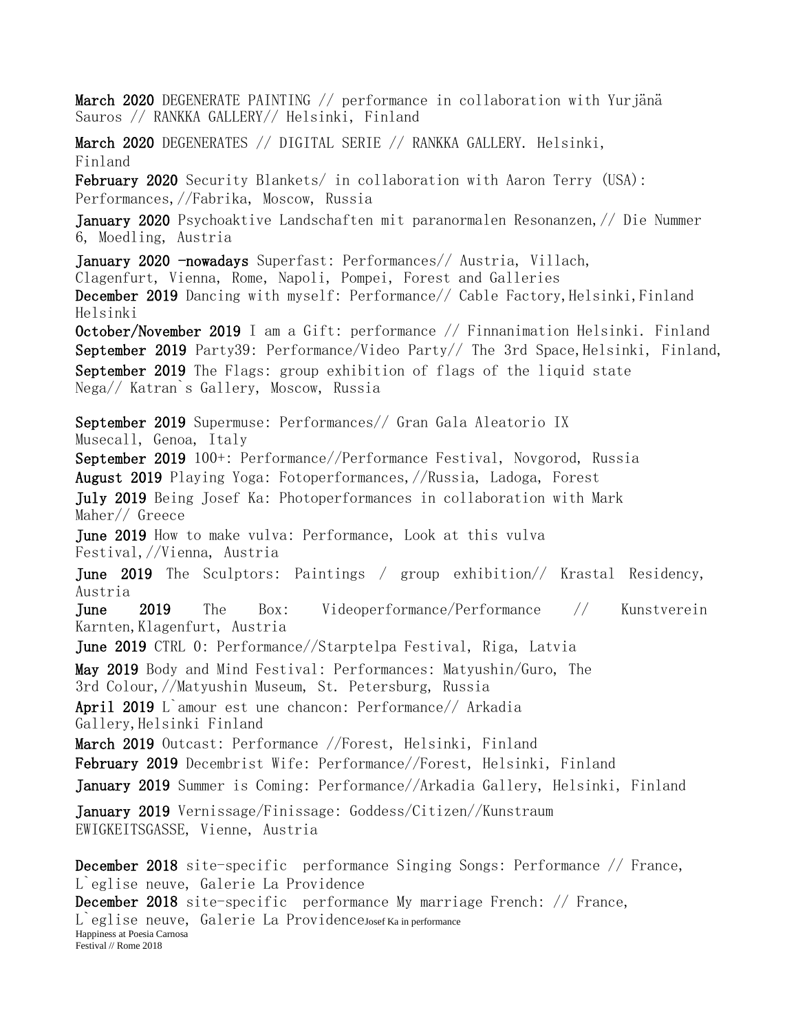**March 2020** DEGENERATE PAINTING // performance in collaboration with Yurjänä Sauros // RANKKA GALLERY// Helsinki, Finland

**March 2020** DEGENERATES // DIGITAL SERIE // RANKKA GALLERY. Helsinki, Finland

**February 2020** Security Blankets/ in collaboration with Aaron Terry (USA): Performances,//Fabrika, Moscow, Russia

**January 2020** Psychoaktive Landschaften mit paranormalen Resonanzen,// Die Nummer 6, Moedling, Austria

**January 2020 -nowadays** Superfast: Performances// Austria, Villach, Clagenfurt, Vienna, Rome, Napoli, Pompei, Forest and Galleries

**December 2019** Dancing with myself: Performance// Cable Factory,Helsinki,Finland Helsinki

**October/November 2019** I am a Gift: performance // Finnanimation Helsinki. Finland

**September 2019** Party39: Performance/Video Party// The 3rd Space,Helsinki, Finland,

**September 2019** The Flags: group exhibition of flags of the liquid state Nega// Katran`s Gallery, Moscow, Russia

**September 2019** Supermuse: Performances// Gran Gala Aleatorio IX Musecall, Genoa, Italy

**September 2019** 100+: Performance//Performance Festival, Novgorod, Russia

**August 2019** Playing Yoga: Fotoperformances,//Russia, Ladoga, Forest

**July 2019** Being Josef Ka: Photoperformances in collaboration with Mark Maher// Greece

**June 2019** How to make vulva: Performance, Look at this vulva Festival,//Vienna, Austria

**June 2019** The Sculptors: Paintings / group exhibition// Krastal Residency, Austria

**June 2019** The Box: Videoperformance/Performance // Kunstverein Karnten,Klagenfurt, Austria

**June 2019** CTRL 0: Performance//Starptelpa Festival, Riga, Latvia

**May 2019** Body and Mind Festival: Performances: Matyushin/Guro, The 3rd Colour,//Matyushin Museum, St. Petersburg, Russia

**April 2019** L`amour est une chancon: Performance// Arkadia Gallery,Helsinki Finland

**March 2019** Outcast: Performance //Forest, Helsinki, Finland

**February 2019** Decembrist Wife: Performance//Forest, Helsinki, Finland

**January 2019** Summer is Coming: Performance//Arkadia Gallery, Helsinki, Finland

**January 2019** Vernissage/Finissage: Goddess/Citizen//Kunstraum EWIGKEITSGASSE, Vienne, Austria

**December 2018** site-specific performance Singing Songs: Performance // France, L`eglise neuve, Galerie La Providence

**December 2018** site-specific performance My marriage French: // France, L`eglise neuve, Galerie La Providence

Josef Ka in performance Happiness at Poesia Carnosa Festival // Rome 2018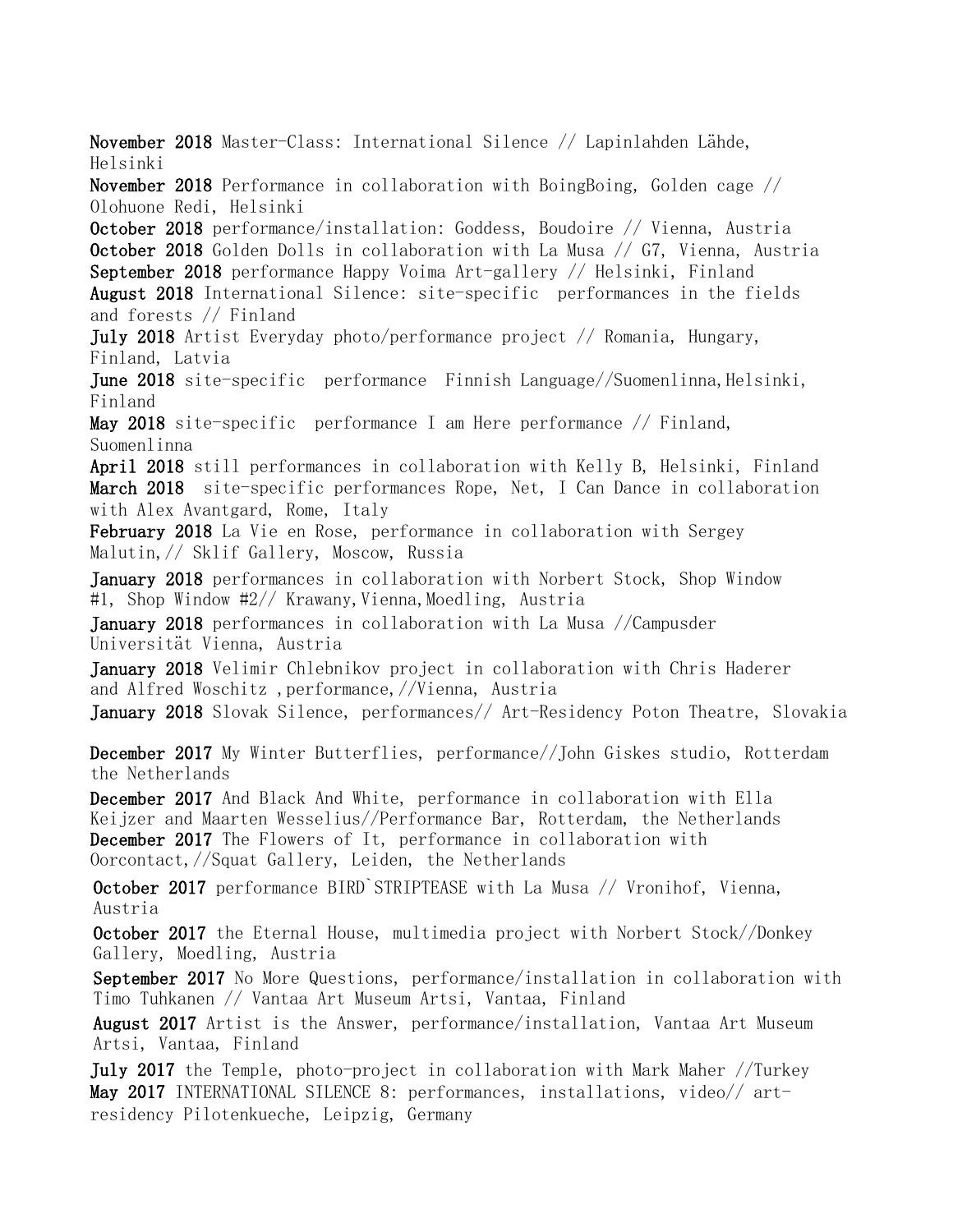**November 2018** Master-Class: International Silence // Lapinlahden Lähde, Helsinki

**November 2018** Performance in collaboration with BoingBoing, Golden cage // Olohuone Redi, Helsinki

**October 2018** performance/installation: Goddess, Boudoire // Vienna, Austria

**October 2018** Golden Dolls in collaboration with La Musa // G7, Vienna, Austria

**September 2018** performance Happy Voima Art-gallery // Helsinki, Finland

**August 2018** International Silence: site-specific performances in the fields and forests // Finland

**July 2018** Artist Everyday photo/performance project // Romania, Hungary, Finland, Latvia

**June 2018** site-specific performance Finnish Language//Suomenlinna,Helsinki, Finland

**May 2018** site-specific performance I am Here performance // Finland, Suomenlinna

**April 2018** still performances in collaboration with Kelly B, Helsinki, Finland

**March 2018** site-specific performances Rope, Net, I Can Dance in collaboration with Alex Avantgard, Rome, Italy

**February 2018** La Vie en Rose, performance in collaboration with Sergey Malutin,// Sklif Gallery, Moscow, Russia

**January 2018** performances in collaboration with Norbert Stock, Shop Window #1, Shop Window #2// Krawany,Vienna,Moedling, Austria

**January 2018** performances in collaboration with La Musa //Campusder Universität Vienna, Austria

**January 2018** Velimir Chlebnikov project in collaboration with Chris Haderer and Alfred Woschitz ,performance,//Vienna, Austria

**January 2018** Slovak Silence, performances// Art-Residency Poton Theatre, Slovakia

**December 2017** My Winter Butterflies, performance//John Giskes studio, Rotterdam the Netherlands

**December 2017** And Black And White, performance in collaboration with Ella Keijzer and Maarten Wesselius//Performance Bar, Rotterdam, the Netherlands

**December 2017** The Flowers of It, performance in collaboration with Oorcontact,//Squat Gallery, Leiden, the Netherlands

**October 2017** performance BIRD`STRIPTEASE with La Musa // Vronihof, Vienna, Austria

**October 2017** the Eternal House, multimedia project with Norbert Stock//Donkey Gallery, Moedling, Austria

**September 2017** No More Questions, performance/installation in collaboration with Timo Tuhkanen // Vantaa Art Museum Artsi, Vantaa, Finland

**August 2017** Artist is the Answer, performance/installation, Vantaa Art Museum Artsi, Vantaa, Finland

**July 2017** the Temple, photo-project in collaboration with Mark Maher //Turkey

**May 2017** INTERNATIONAL SILENCE 8: performances, installations, video// art-residency Pilotenkueche, Leipzig, Germany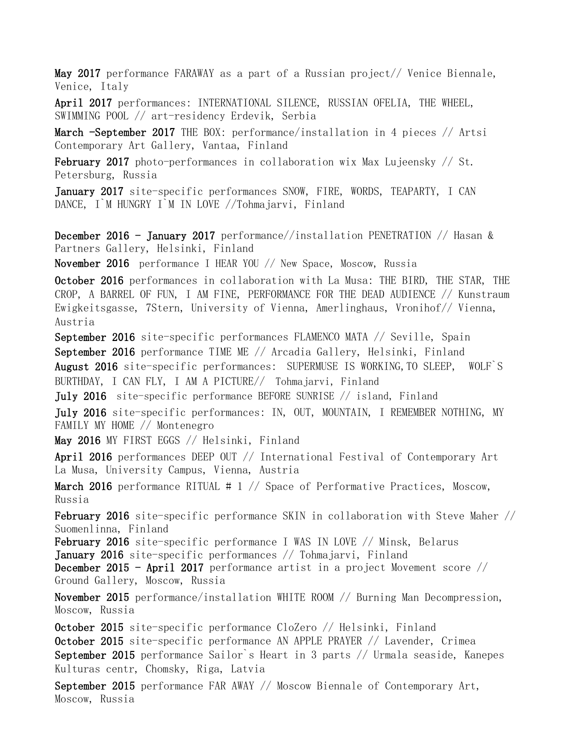**May 2017** performance FARAWAY as a part of a Russian project// Venice Biennale, Venice, Italy

**April 2017** performances: INTERNATIONAL SILENCE, RUSSIAN OFELIA, THE WHEEL, SWIMMING POOL // art-residency Erdevik, Serbia

**March -September 2017** THE BOX: performance/installation in 4 pieces // Artsi Contemporary Art Gallery, Vantaa, Finland

**February 2017** photo-performances in collaboration wix Max Lujeensky // St. Petersburg, Russia

**January 2017** site-specific performances SNOW, FIRE, WORDS, TEAPARTY, I CAN DANCE, I`M HUNGRY I`M IN LOVE //Tohmajarvi, Finland

**December 2016 - January 2017** performance//installation PENETRATION // Hasan & Partners Gallery, Helsinki, Finland

**November 2016** performance I HEAR YOU // New Space, Moscow, Russia

**October 2016** performances in collaboration with La Musa: THE BIRD, THE STAR, THE CROP, A BARREL OF FUN, I AM FINE, PERFORMANCE FOR THE DEAD AUDIENCE // Kunstraum Ewigkeitsgasse, 7Stern, University of Vienna, Amerlinghaus, Vronihof// Vienna, Austria

**September 2016** site-specific performances FLAMENCO MATA // Seville, Spain

**September 2016** performance TIME ME // Arcadia Gallery, Helsinki, Finland

**August 2016** site-specific performances: SUPERMUSE IS WORKING,TO SLEEP, WOLF`S BURTHDAY, I CAN FLY, I AM A PICTURE// Tohmajarvi, Finland

**July 2016** site-specific performance BEFORE SUNRISE // island, Finland

**July 2016** site-specific performances: IN, OUT, MOUNTAIN, I REMEMBER NOTHING, MY FAMILY MY HOME // Montenegro

**May 2016** MY FIRST EGGS // Helsinki, Finland

**April 2016** performances DEEP OUT // International Festival of Contemporary Art La Musa, University Campus, Vienna, Austria

**March 2016** performance RITUAL # 1 // Space of Performative Practices, Moscow, Russia

**February 2016** site-specific performance SKIN in collaboration with Steve Maher // Suomenlinna, Finland

**February 2016** site-specific performance I WAS IN LOVE // Minsk, Belarus

**January 2016** site-specific performances // Tohmajarvi, Finland

**December 2015 - April 2017** performance artist in a project Movement score // Ground Gallery, Moscow, Russia

**November 2015** performance/installation WHITE ROOM // Burning Man Decompression, Moscow, Russia

**October 2015** site-specific performance CloZero // Helsinki, Finland

**October 2015** site-specific performance AN APPLE PRAYER // Lavender, Crimea

**September 2015** performance Sailor`s Heart in 3 parts // Urmala seaside, Kanepes Kulturas centr, Chomsky, Riga, Latvia

**September 2015** performance FAR AWAY // Moscow Biennale of Contemporary Art, Moscow, Russia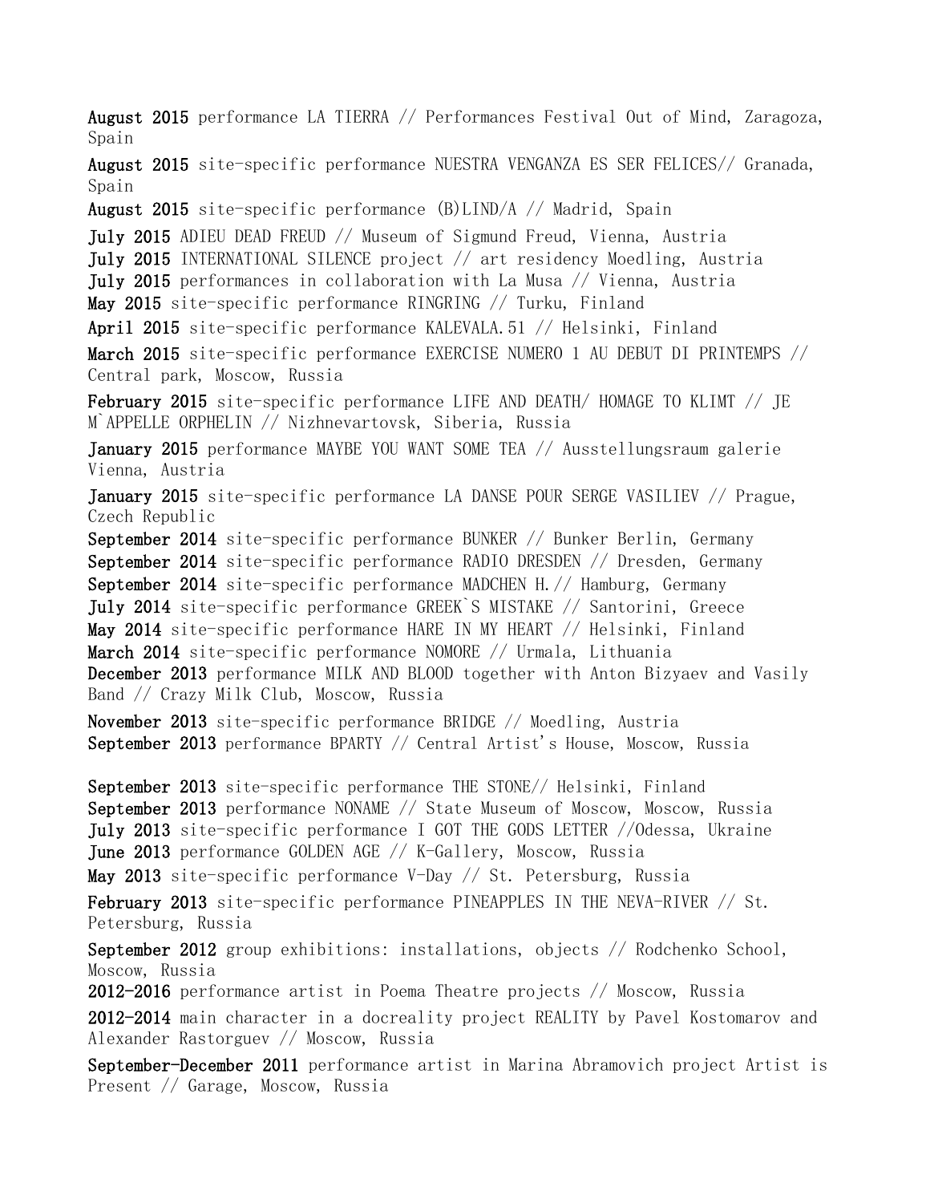**August 2015** performance LA TIERRA // Performances Festival Out of Mind, Zaragoza, Spain

**August 2015** site-specific performance NUESTRA VENGANZA ES SER FELICES// Granada, Spain

**August 2015** site-specific performance (B)LIND/A // Madrid, Spain

**July 2015** ADIEU DEAD FREUD // Museum of Sigmund Freud, Vienna, Austria

**July 2015** INTERNATIONAL SILENCE project // art residency Moedling, Austria

**July 2015** performances in collaboration with La Musa // Vienna, Austria

**May 2015** site-specific performance RINGRING // Turku, Finland

**April 2015** site-specific performance KALEVALA.51 // Helsinki, Finland

**March 2015** site-specific performance EXERCISE NUMERO 1 AU DEBUT DI PRINTEMPS // Central park, Moscow, Russia

**February 2015** site-specific performance LIFE AND DEATH/ HOMAGE TO KLIMT // JE M`APPELLE ORPHELIN // Nizhnevartovsk, Siberia, Russia

**January 2015** performance MAYBE YOU WANT SOME TEA // Ausstellungsraum galerie Vienna, Austria

**January 2015** site-specific performance LA DANSE POUR SERGE VASILIEV // Prague, Czech Republic

**September 2014** site-specific performance BUNKER // Bunker Berlin, Germany

**September 2014** site-specific performance RADIO DRESDEN // Dresden, Germany

**September 2014** site-specific performance MADCHEN H.// Hamburg, Germany

**July 2014** site-specific performance GREEK`S MISTAKE // Santorini, Greece

**May 2014** site-specific performance HARE IN MY HEART // Helsinki, Finland

**March 2014** site-specific performance NOMORE // Urmala, Lithuania

**December 2013** performance MILK AND BLOOD together with Anton Bizyaev and Vasily Band // Crazy Milk Club, Moscow, Russia

**November 2013** site-specific performance BRIDGE // Moedling, Austria

**September 2013** performance BPARTY // Central Artist's House, Moscow, Russia

**September 2013** site-specific performance THE STONE// Helsinki, Finland

**September 2013** performance NONAME // State Museum of Moscow, Moscow, Russia

**July 2013** site-specific performance I GOT THE GODS LETTER //Odessa, Ukraine

**June 2013** performance GOLDEN AGE // K-Gallery, Moscow, Russia

**May 2013** site-specific performance V-Day // St. Petersburg, Russia

**February 2013** site-specific performance PINEAPPLES IN THE NEVA-RIVER // St. Petersburg, Russia

**September 2012** group exhibitions: installations, objects // Rodchenko School, Moscow, Russia

**2012-2016** performance artist in Poema Theatre projects // Moscow, Russia

**2012-2014** main character in a docreality project REALITY by Pavel Kostomarov and Alexander Rastorguev // Moscow, Russia

**September-December 2011** performance artist in Marina Abramovich project Artist is Present // Garage, Moscow, Russia